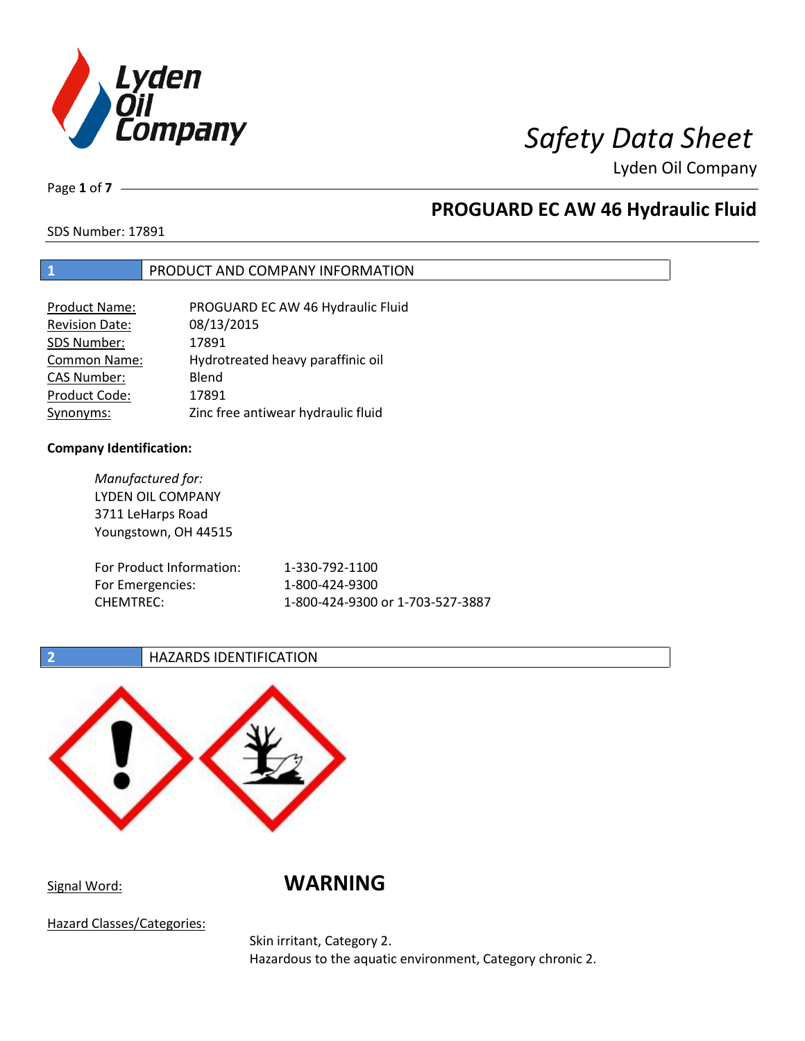# Safety Data Sheet

Lyden Oil Company

## PROGUARD EC AW 46 Hydraulic Fluid

SDS Number: 17891

## 1 PRODUCT AND COMPANY INFORMATION

| | |
|---|---|
| Product Name: | PROGUARD EC AW 46 Hydraulic Fluid |
| Revision Date: | 08/13/2015 |
| SDS Number: | 17891 |
| Common Name: | Hydrotreated heavy paraffinic oil |
| CAS Number: | Blend |
| Product Code: | 17891 |
| Synonyms: | Zinc free antiwear hydraulic fluid |

**Company Identification:**

*Manufactured for:*
LYDEN OIL COMPANY
3711 LeHarps Road
Youngstown, OH 44515

| | |
|---|---|
| For Product Information: | 1-330-792-1100 |
| For Emergencies: | 1-800-424-9300 |
| CHEMTREC: | 1-800-424-9300 or 1-703-527-3887 |

## 2 HAZARDS IDENTIFICATION

Signal Word: **WARNING**

Hazard Classes/Categories:

Skin irritant, Category 2.
Hazardous to the aquatic environment, Category chronic 2.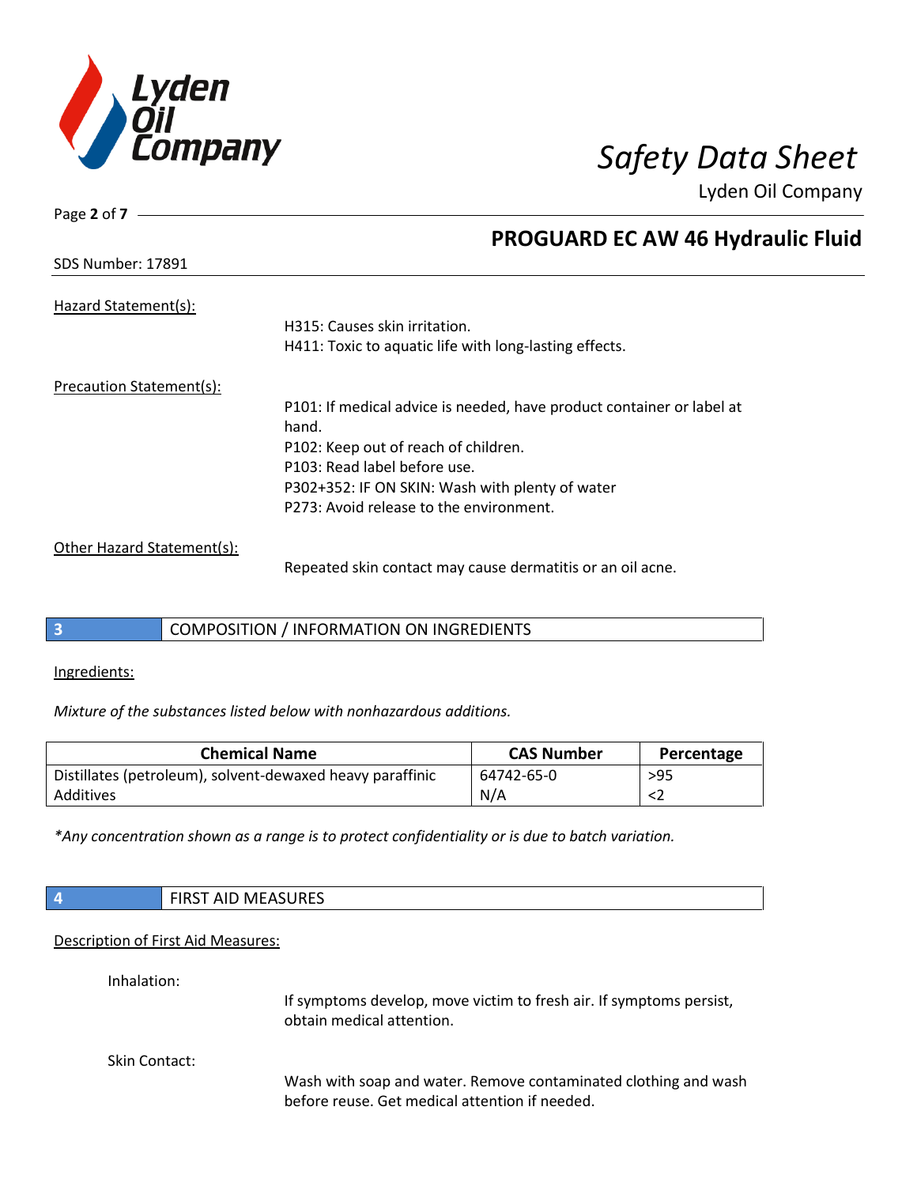SDS Number: 17891

Hazard Statement(s):

H315: Causes skin irritation.
H411: Toxic to aquatic life with long-lasting effects.

Precaution Statement(s):

P101: If medical advice is needed, have product container or label at hand.
P102: Keep out of reach of children.
P103: Read label before use.
P302+352: IF ON SKIN: Wash with plenty of water
P273: Avoid release to the environment.

Other Hazard Statement(s):

Repeated skin contact may cause dermatitis or an oil acne.

## 3 COMPOSITION / INFORMATION ON INGREDIENTS

Ingredients:

*Mixture of the substances listed below with nonhazardous additions.*

| Chemical Name | CAS Number | Percentage |
|---|---|---|
| Distillates (petroleum), solvent-dewaxed heavy paraffinic | 64742-65-0 | >95 |
| Additives | N/A | <2 |

*\*Any concentration shown as a range is to protect confidentiality or is due to batch variation.*

## 4 FIRST AID MEASURES

Description of First Aid Measures:

Inhalation:

If symptoms develop, move victim to fresh air. If symptoms persist, obtain medical attention.

Skin Contact:

Wash with soap and water. Remove contaminated clothing and wash before reuse. Get medical attention if needed.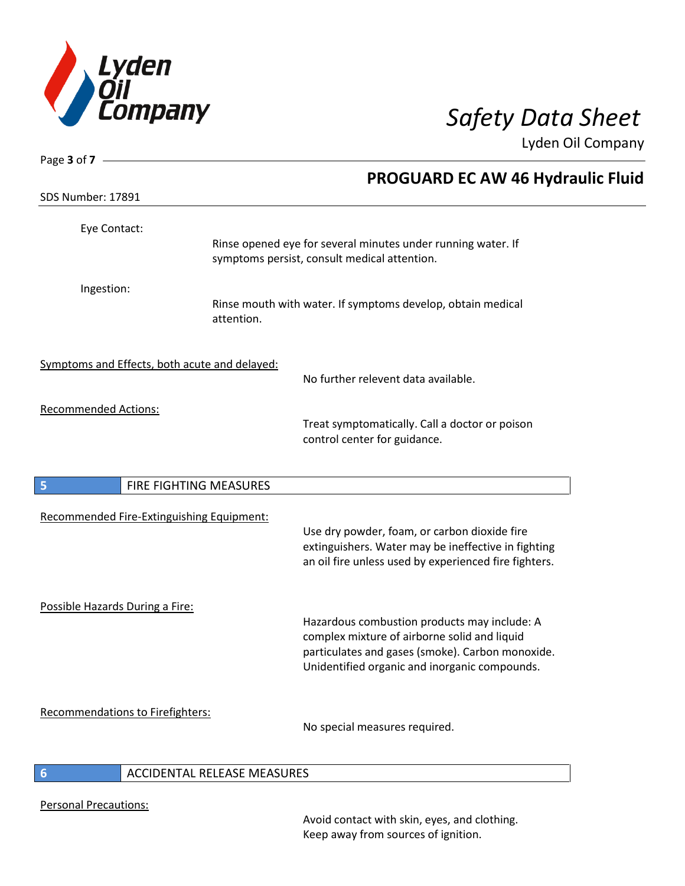Eye Contact:

Rinse opened eye for several minutes under running water. If symptoms persist, consult medical attention.

Ingestion:

Rinse mouth with water. If symptoms develop, obtain medical attention.

Symptoms and Effects, both acute and delayed:

No further relevent data available.

Recommended Actions:

Treat symptomatically. Call a doctor or poison control center for guidance.

## 5 FIRE FIGHTING MEASURES

Recommended Fire-Extinguishing Equipment:

Use dry powder, foam, or carbon dioxide fire extinguishers. Water may be ineffective in fighting an oil fire unless used by experienced fire fighters.

Possible Hazards During a Fire:

Hazardous combustion products may include: A complex mixture of airborne solid and liquid particulates and gases (smoke). Carbon monoxide. Unidentified organic and inorganic compounds.

Recommendations to Firefighters:

No special measures required.

## 6 ACCIDENTAL RELEASE MEASURES

Personal Precautions:

Avoid contact with skin, eyes, and clothing. Keep away from sources of ignition.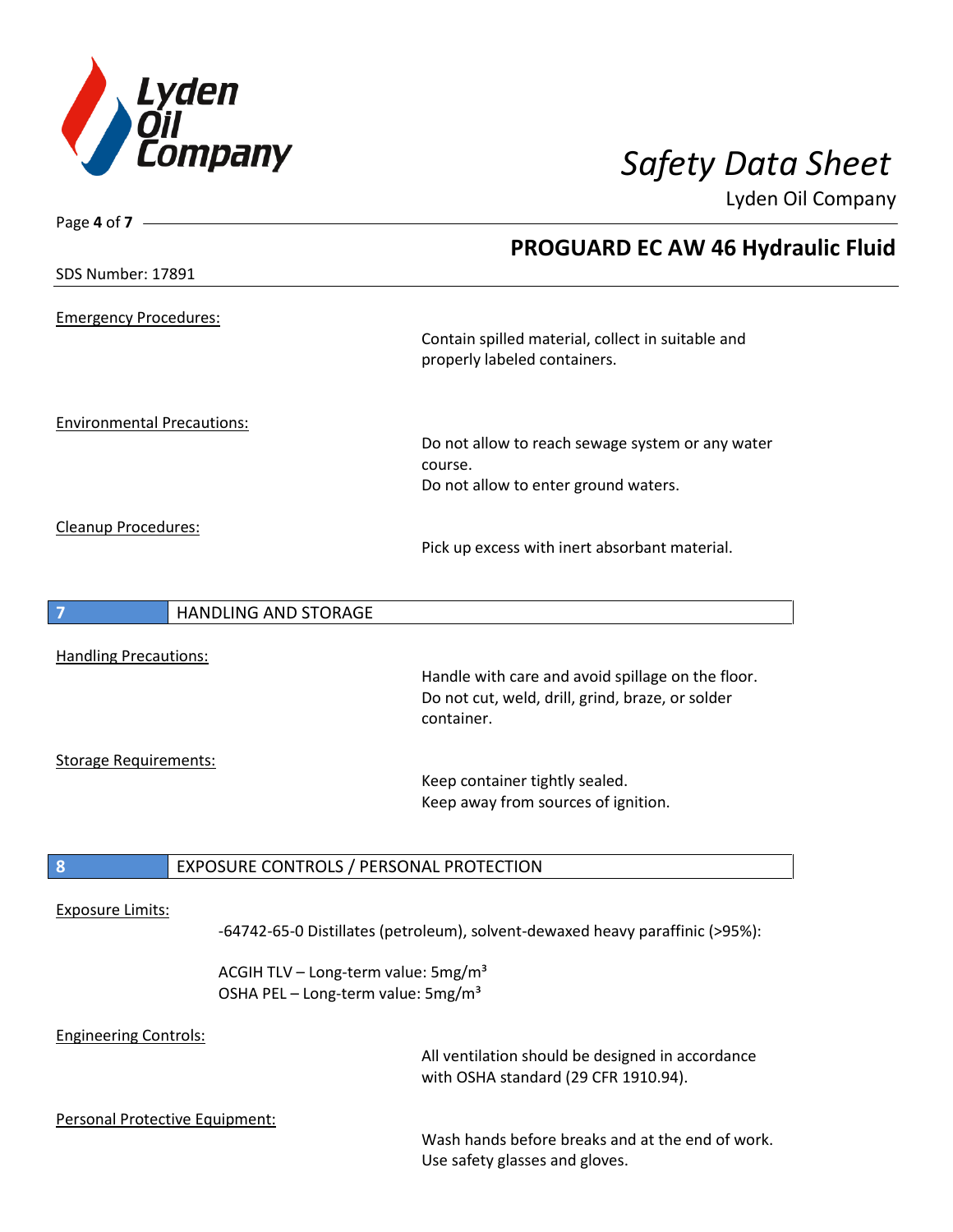Emergency Procedures:

Contain spilled material, collect in suitable and properly labeled containers.

Environmental Precautions:

Do not allow to reach sewage system or any water course.
Do not allow to enter ground waters.

Cleanup Procedures:

Pick up excess with inert absorbant material.

## 7 HANDLING AND STORAGE

Handling Precautions:

Handle with care and avoid spillage on the floor.
Do not cut, weld, drill, grind, braze, or solder container.

Storage Requirements:

Keep container tightly sealed.
Keep away from sources of ignition.

## 8 EXPOSURE CONTROLS / PERSONAL PROTECTION

Exposure Limits:

-64742-65-0 Distillates (petroleum), solvent-dewaxed heavy paraffinic (>95%):

ACGIH TLV – Long-term value: 5mg/m³
OSHA PEL – Long-term value: 5mg/m³

Engineering Controls:

All ventilation should be designed in accordance with OSHA standard (29 CFR 1910.94).

Personal Protective Equipment:

Wash hands before breaks and at the end of work.
Use safety glasses and gloves.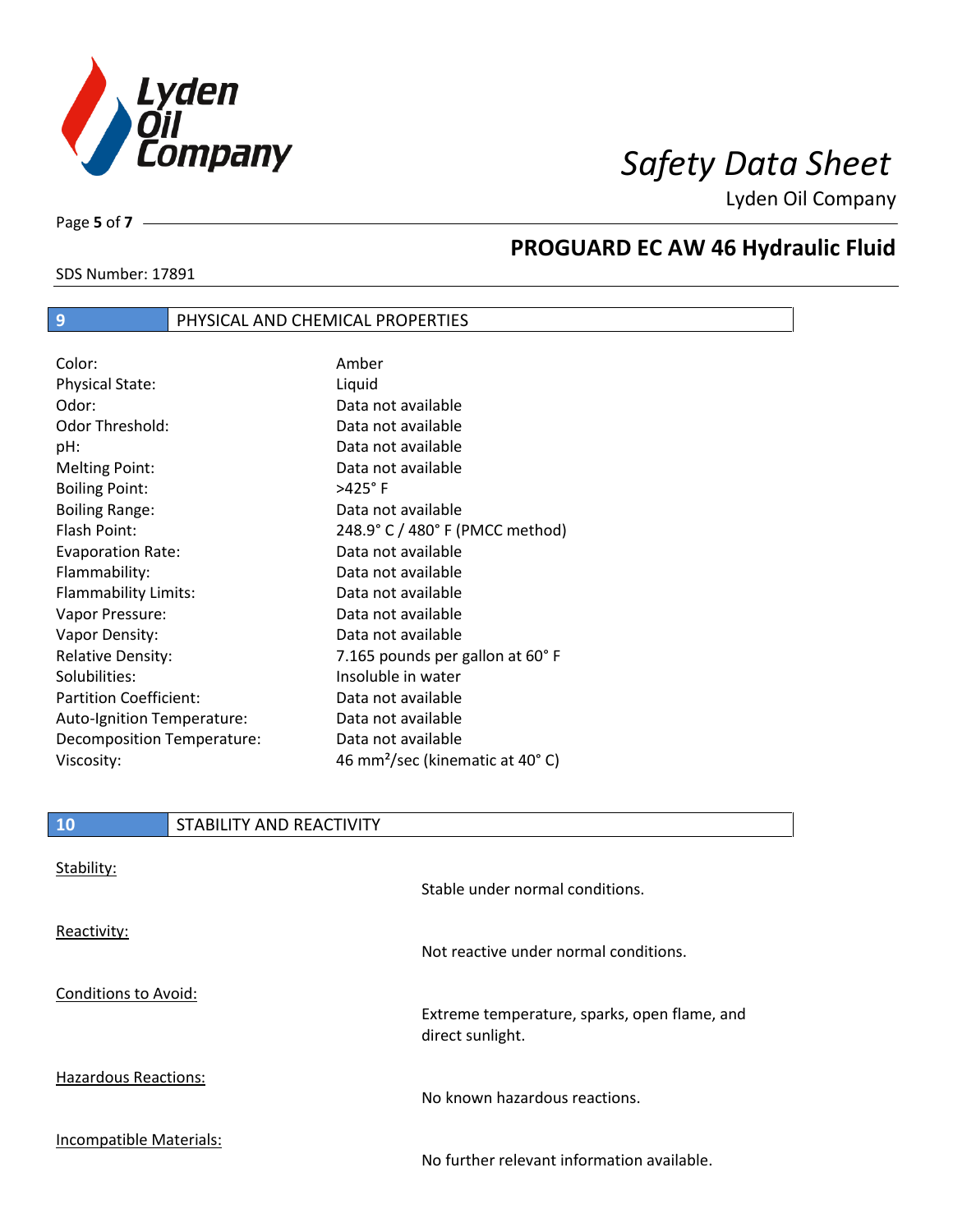## 9 PHYSICAL AND CHEMICAL PROPERTIES

| Property | Value |
|---|---|
| Color: | Amber |
| Physical State: | Liquid |
| Odor: | Data not available |
| Odor Threshold: | Data not available |
| pH: | Data not available |
| Melting Point: | Data not available |
| Boiling Point: | >425° F |
| Boiling Range: | Data not available |
| Flash Point: | 248.9° C / 480° F (PMCC method) |
| Evaporation Rate: | Data not available |
| Flammability: | Data not available |
| Flammability Limits: | Data not available |
| Vapor Pressure: | Data not available |
| Vapor Density: | Data not available |
| Relative Density: | 7.165 pounds per gallon at 60° F |
| Solubilities: | Insoluble in water |
| Partition Coefficient: | Data not available |
| Auto-Ignition Temperature: | Data not available |
| Decomposition Temperature: | Data not available |
| Viscosity: | 46 $mm^2$/sec (kinematic at 40° C) |

## 10 STABILITY AND REACTIVITY

Stability:

Stable under normal conditions.

Reactivity:

Not reactive under normal conditions.

Conditions to Avoid:

Extreme temperature, sparks, open flame, and direct sunlight.

Hazardous Reactions:

No known hazardous reactions.

Incompatible Materials:

No further relevant information available.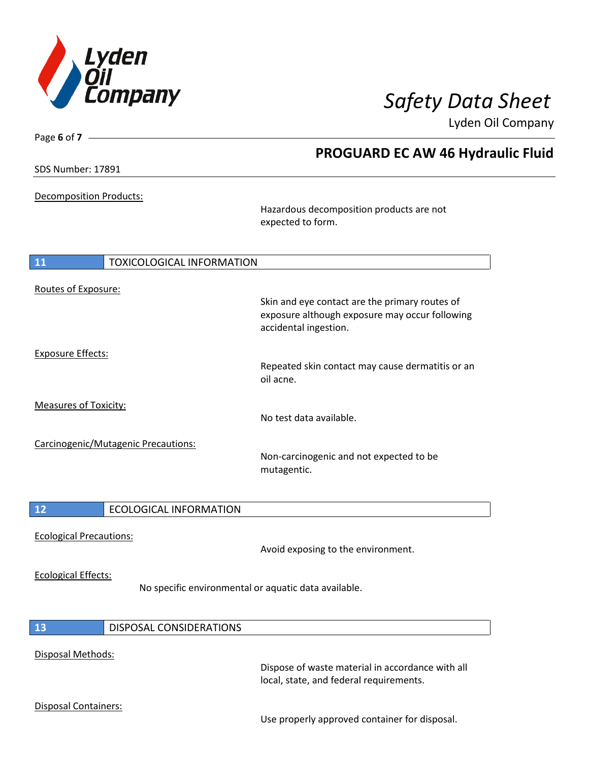Decomposition Products:

Hazardous decomposition products are not expected to form.

## 11 TOXICOLOGICAL INFORMATION

Routes of Exposure:

Skin and eye contact are the primary routes of exposure although exposure may occur following accidental ingestion.

Exposure Effects:

Repeated skin contact may cause dermatitis or an oil acne.

Measures of Toxicity:

No test data available.

Carcinogenic/Mutagenic Precautions:

Non-carcinogenic and not expected to be mutagentic.

## 12 ECOLOGICAL INFORMATION

Ecological Precautions:

Avoid exposing to the environment.

Ecological Effects:

No specific environmental or aquatic data available.

## 13 DISPOSAL CONSIDERATIONS

Disposal Methods:

Dispose of waste material in accordance with all local, state, and federal requirements.

Disposal Containers:

Use properly approved container for disposal.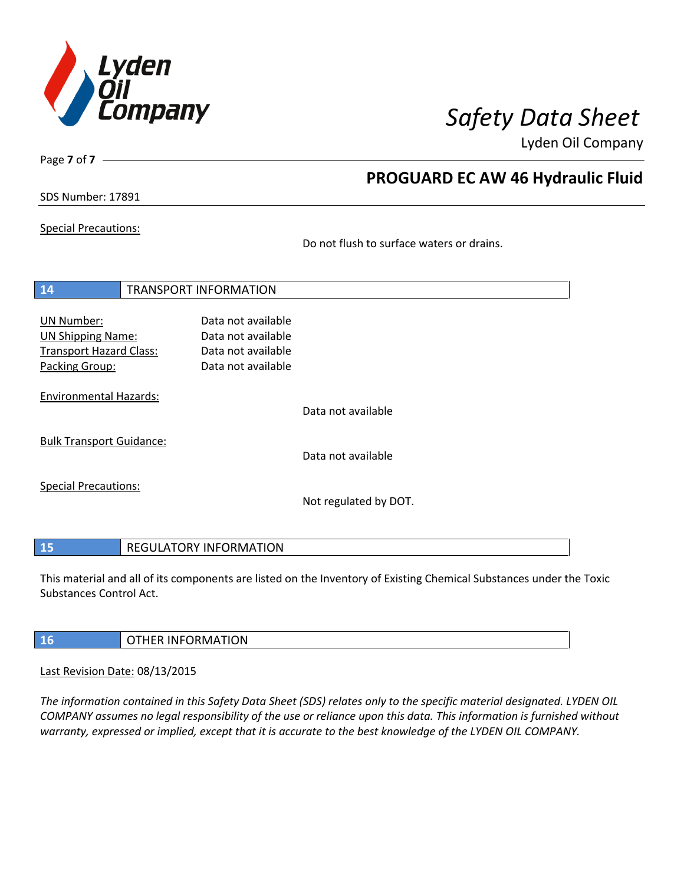Special Precautions:

Do not flush to surface waters or drains.

## 14 TRANSPORT INFORMATION

| | |
|---|---|
| UN Number: | Data not available |
| UN Shipping Name: | Data not available |
| Transport Hazard Class: | Data not available |
| Packing Group: | Data not available |

Environmental Hazards:

Data not available

Bulk Transport Guidance:

Data not available

Special Precautions:

Not regulated by DOT.

## 15 REGULATORY INFORMATION

This material and all of its components are listed on the Inventory of Existing Chemical Substances under the Toxic Substances Control Act.

## 16 OTHER INFORMATION

Last Revision Date: 08/13/2015

*The information contained in this Safety Data Sheet (SDS) relates only to the specific material designated. LYDEN OIL COMPANY assumes no legal responsibility of the use or reliance upon this data. This information is furnished without warranty, expressed or implied, except that it is accurate to the best knowledge of the LYDEN OIL COMPANY.*